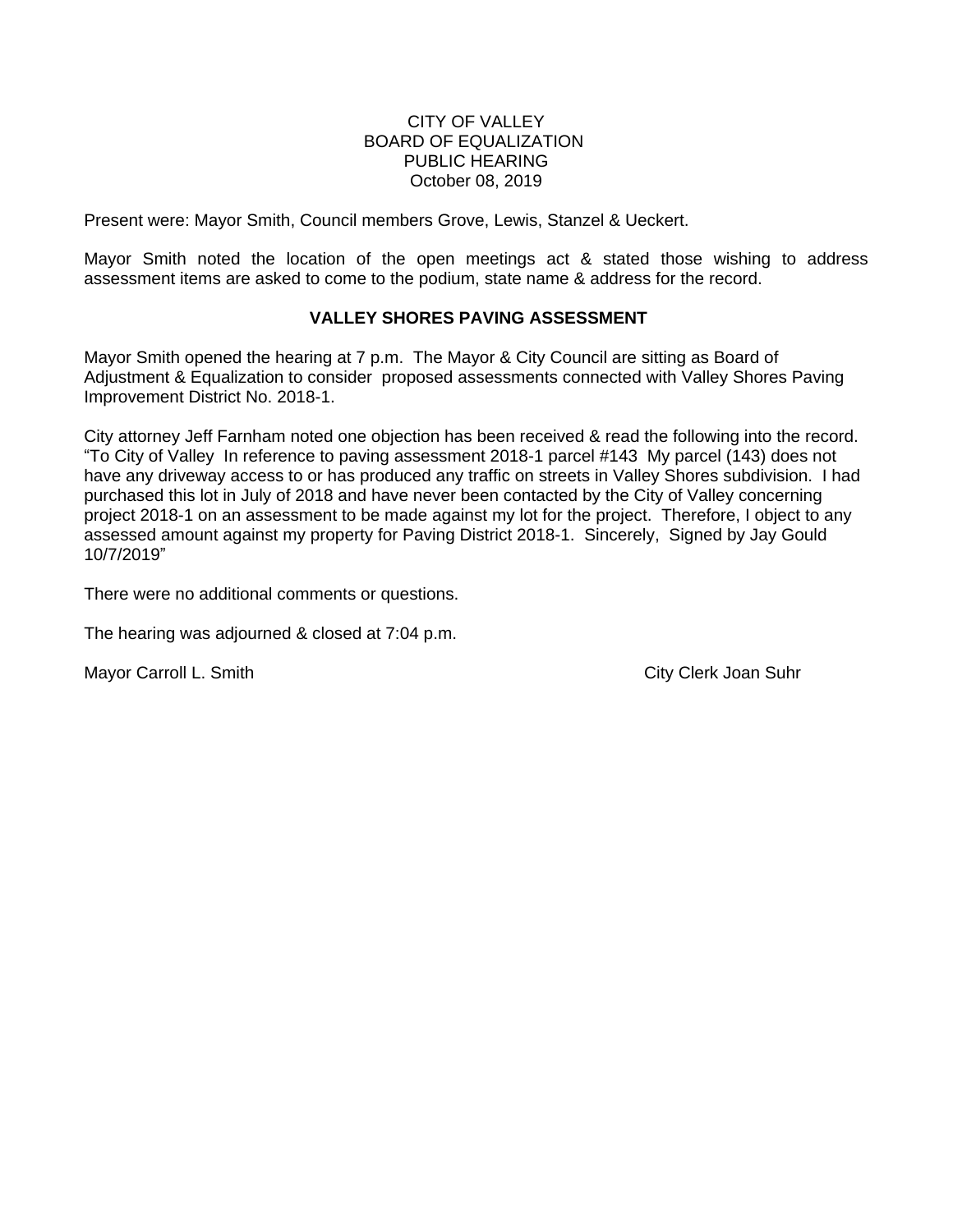CITY OF VALLEY
BOARD OF EQUALIZATION
PUBLIC HEARING
October 08, 2019

Present were: Mayor Smith, Council members Grove, Lewis, Stanzel & Ueckert.

Mayor Smith noted the location of the open meetings act & stated those wishing to address assessment items are asked to come to the podium, state name & address for the record.

**VALLEY SHORES PAVING ASSESSMENT**

Mayor Smith opened the hearing at 7 p.m. The Mayor & City Council are sitting as Board of Adjustment & Equalization to consider proposed assessments connected with Valley Shores Paving Improvement District No. 2018-1.

City attorney Jeff Farnham noted one objection has been received & read the following into the record. "To City of Valley In reference to paving assessment 2018-1 parcel #143 My parcel (143) does not have any driveway access to or has produced any traffic on streets in Valley Shores subdivision. I had purchased this lot in July of 2018 and have never been contacted by the City of Valley concerning project 2018-1 on an assessment to be made against my lot for the project. Therefore, I object to any assessed amount against my property for Paving District 2018-1. Sincerely, Signed by Jay Gould 10/7/2019"

There were no additional comments or questions.

The hearing was adjourned & closed at 7:04 p.m.

Mayor Carroll L. Smith City Clerk Joan Suhr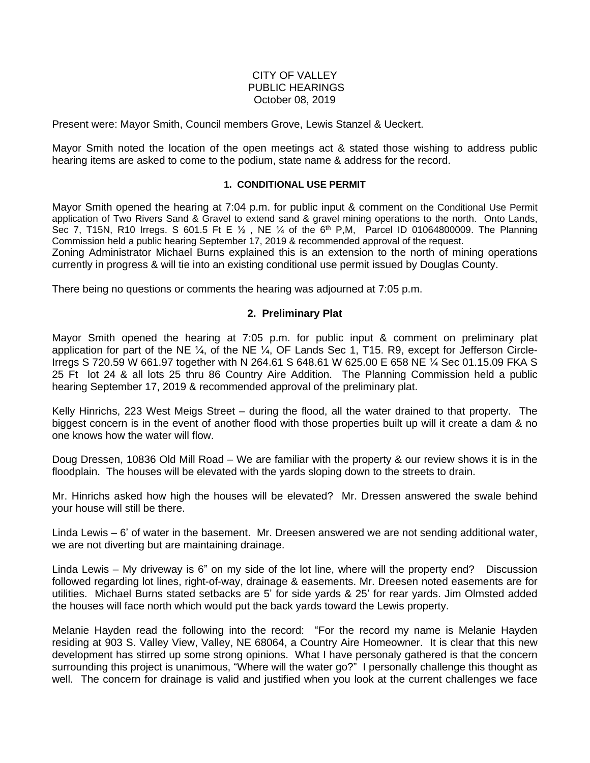CITY OF VALLEY
PUBLIC HEARINGS
October 08, 2019

Present were: Mayor Smith, Council members Grove, Lewis Stanzel & Ueckert.

Mayor Smith noted the location of the open meetings act & stated those wishing to address public hearing items are asked to come to the podium, state name & address for the record.

**1. CONDITIONAL USE PERMIT**

Mayor Smith opened the hearing at 7:04 p.m. for public input & comment on the Conditional Use Permit application of Two Rivers Sand & Gravel to extend sand & gravel mining operations to the north. Onto Lands, Sec 7, T15N, R10 Irregs. S 601.5 Ft E ½ , NE ¼ of the 6th P,M, Parcel ID 01064800009. The Planning Commission held a public hearing September 17, 2019 & recommended approval of the request.
Zoning Administrator Michael Burns explained this is an extension to the north of mining operations currently in progress & will tie into an existing conditional use permit issued by Douglas County.

There being no questions or comments the hearing was adjourned at 7:05 p.m.

**2. Preliminary Plat**

Mayor Smith opened the hearing at 7:05 p.m. for public input & comment on preliminary plat application for part of the NE ¼, of the NE ¼, OF Lands Sec 1, T15. R9, except for Jefferson Circle-Irregs S 720.59 W 661.97 together with N 264.61 S 648.61 W 625.00 E 658 NE ¼ Sec 01.15.09 FKA S 25 Ft lot 24 & all lots 25 thru 86 Country Aire Addition. The Planning Commission held a public hearing September 17, 2019 & recommended approval of the preliminary plat.

Kelly Hinrichs, 223 West Meigs Street – during the flood, all the water drained to that property. The biggest concern is in the event of another flood with those properties built up will it create a dam & no one knows how the water will flow.

Doug Dressen, 10836 Old Mill Road – We are familiar with the property & our review shows it is in the floodplain. The houses will be elevated with the yards sloping down to the streets to drain.

Mr. Hinrichs asked how high the houses will be elevated? Mr. Dressen answered the swale behind your house will still be there.

Linda Lewis – 6' of water in the basement. Mr. Dreesen answered we are not sending additional water, we are not diverting but are maintaining drainage.

Linda Lewis – My driveway is 6" on my side of the lot line, where will the property end? Discussion followed regarding lot lines, right-of-way, drainage & easements. Mr. Dreesen noted easements are for utilities. Michael Burns stated setbacks are 5' for side yards & 25' for rear yards. Jim Olmsted added the houses will face north which would put the back yards toward the Lewis property.

Melanie Hayden read the following into the record: "For the record my name is Melanie Hayden residing at 903 S. Valley View, Valley, NE 68064, a Country Aire Homeowner. It is clear that this new development has stirred up some strong opinions. What I have personaly gathered is that the concern surrounding this project is unanimous, "Where will the water go?" I personally challenge this thought as well. The concern for drainage is valid and justified when you look at the current challenges we face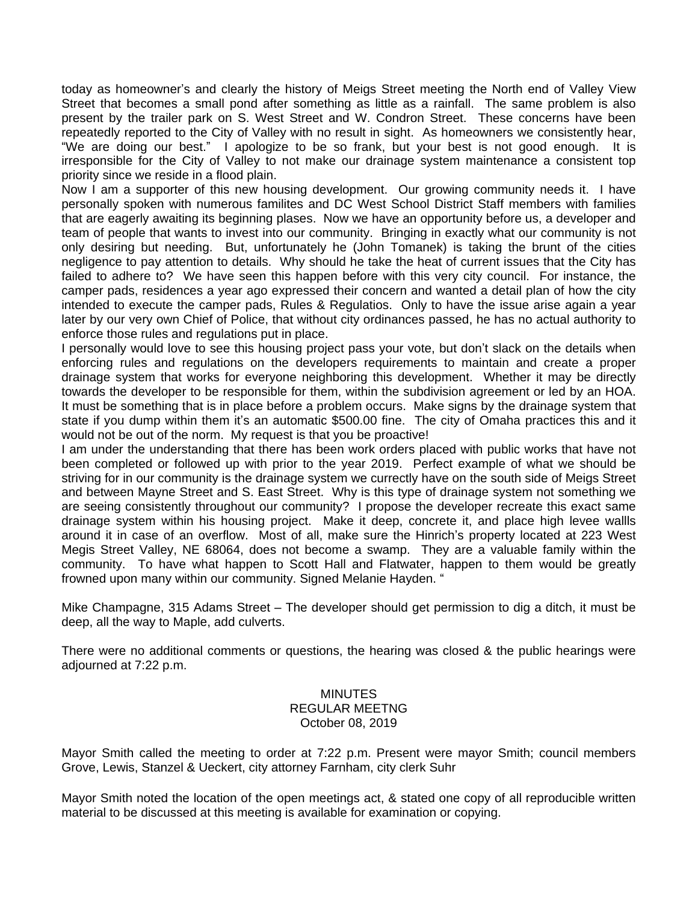today as homeowner's and clearly the history of Meigs Street meeting the North end of Valley View Street that becomes a small pond after something as little as a rainfall. The same problem is also present by the trailer park on S. West Street and W. Condron Street. These concerns have been repeatedly reported to the City of Valley with no result in sight. As homeowners we consistently hear, "We are doing our best." I apologize to be so frank, but your best is not good enough. It is irresponsible for the City of Valley to not make our drainage system maintenance a consistent top priority since we reside in a flood plain.

Now I am a supporter of this new housing development. Our growing community needs it. I have personally spoken with numerous familites and DC West School District Staff members with families that are eagerly awaiting its beginning plases. Now we have an opportunity before us, a developer and team of people that wants to invest into our community. Bringing in exactly what our community is not only desiring but needing. But, unfortunately he (John Tomanek) is taking the brunt of the cities negligence to pay attention to details. Why should he take the heat of current issues that the City has failed to adhere to? We have seen this happen before with this very city council. For instance, the camper pads, residences a year ago expressed their concern and wanted a detail plan of how the city intended to execute the camper pads, Rules & Regulatios. Only to have the issue arise again a year later by our very own Chief of Police, that without city ordinances passed, he has no actual authority to enforce those rules and regulations put in place.

I personally would love to see this housing project pass your vote, but don't slack on the details when enforcing rules and regulations on the developers requirements to maintain and create a proper drainage system that works for everyone neighboring this development. Whether it may be directly towards the developer to be responsible for them, within the subdivision agreement or led by an HOA. It must be something that is in place before a problem occurs. Make signs by the drainage system that state if you dump within them it's an automatic $500.00 fine. The city of Omaha practices this and it would not be out of the norm. My request is that you be proactive!

I am under the understanding that there has been work orders placed with public works that have not been completed or followed up with prior to the year 2019. Perfect example of what we should be striving for in our community is the drainage system we currectly have on the south side of Meigs Street and between Mayne Street and S. East Street. Why is this type of drainage system not something we are seeing consistently throughout our community? I propose the developer recreate this exact same drainage system within his housing project. Make it deep, concrete it, and place high levee wallls around it in case of an overflow. Most of all, make sure the Hinrich's property located at 223 West Megis Street Valley, NE 68064, does not become a swamp. They are a valuable family within the community. To have what happen to Scott Hall and Flatwater, happen to them would be greatly frowned upon many within our community. Signed Melanie Hayden. "

Mike Champagne, 315 Adams Street – The developer should get permission to dig a ditch, it must be deep, all the way to Maple, add culverts.

There were no additional comments or questions, the hearing was closed & the public hearings were adjourned at 7:22 p.m.

MINUTES
REGULAR MEETNG
October 08, 2019

Mayor Smith called the meeting to order at 7:22 p.m. Present were mayor Smith; council members Grove, Lewis, Stanzel & Ueckert, city attorney Farnham, city clerk Suhr

Mayor Smith noted the location of the open meetings act, & stated one copy of all reproducible written material to be discussed at this meeting is available for examination or copying.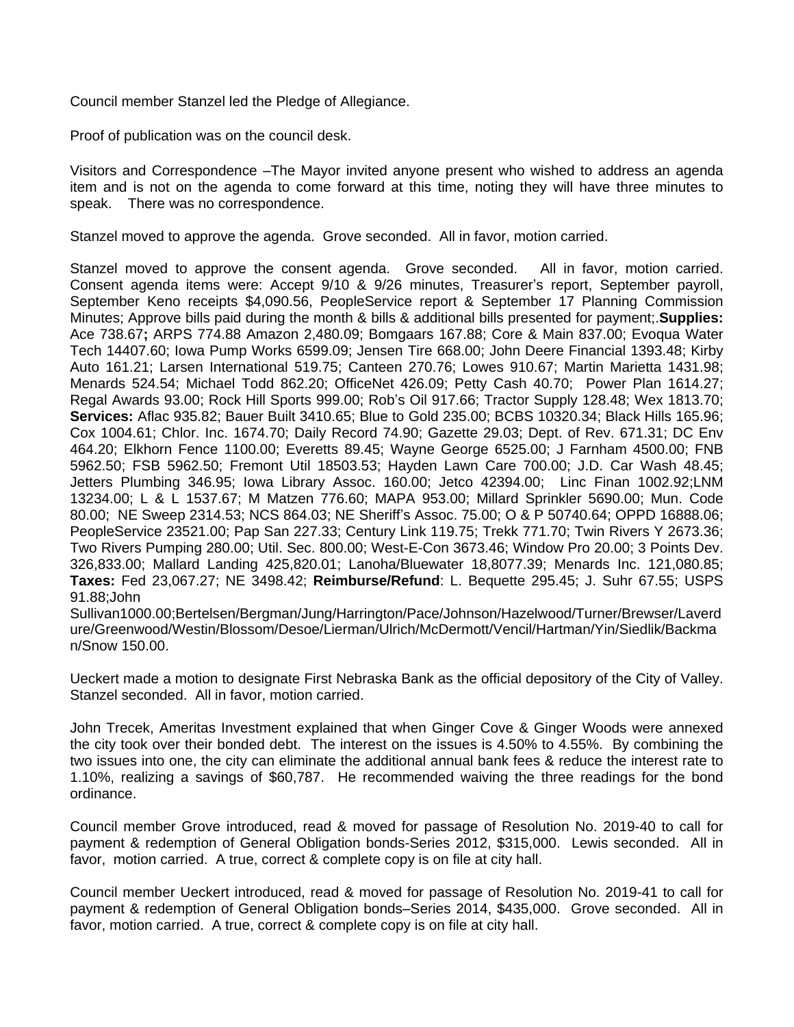Council member Stanzel led the Pledge of Allegiance.

Proof of publication was on the council desk.

Visitors and Correspondence –The Mayor invited anyone present who wished to address an agenda item and is not on the agenda to come forward at this time, noting they will have three minutes to speak. There was no correspondence.

Stanzel moved to approve the agenda. Grove seconded. All in favor, motion carried.

Stanzel moved to approve the consent agenda. Grove seconded. All in favor, motion carried. Consent agenda items were: Accept 9/10 & 9/26 minutes, Treasurer's report, September payroll, September Keno receipts $4,090.56, PeopleService report & September 17 Planning Commission Minutes; Approve bills paid during the month & bills & additional bills presented for payment;.**Supplies:** Ace 738.67**;** ARPS 774.88 Amazon 2,480.09; Bomgaars 167.88; Core & Main 837.00; Evoqua Water Tech 14407.60; Iowa Pump Works 6599.09; Jensen Tire 668.00; John Deere Financial 1393.48; Kirby Auto 161.21; Larsen International 519.75; Canteen 270.76; Lowes 910.67; Martin Marietta 1431.98; Menards 524.54; Michael Todd 862.20; OfficeNet 426.09; Petty Cash 40.70; Power Plan 1614.27; Regal Awards 93.00; Rock Hill Sports 999.00; Rob's Oil 917.66; Tractor Supply 128.48; Wex 1813.70; **Services:** Aflac 935.82; Bauer Built 3410.65; Blue to Gold 235.00; BCBS 10320.34; Black Hills 165.96; Cox 1004.61; Chlor. Inc. 1674.70; Daily Record 74.90; Gazette 29.03; Dept. of Rev. 671.31; DC Env 464.20; Elkhorn Fence 1100.00; Everetts 89.45; Wayne George 6525.00; J Farnham 4500.00; FNB 5962.50; FSB 5962.50; Fremont Util 18503.53; Hayden Lawn Care 700.00; J.D. Car Wash 48.45; Jetters Plumbing 346.95; Iowa Library Assoc. 160.00; Jetco 42394.00; Linc Finan 1002.92;LNM 13234.00; L & L 1537.67; M Matzen 776.60; MAPA 953.00; Millard Sprinkler 5690.00; Mun. Code 80.00; NE Sweep 2314.53; NCS 864.03; NE Sheriff's Assoc. 75.00; O & P 50740.64; OPPD 16888.06; PeopleService 23521.00; Pap San 227.33; Century Link 119.75; Trekk 771.70; Twin Rivers Y 2673.36; Two Rivers Pumping 280.00; Util. Sec. 800.00; West-E-Con 3673.46; Window Pro 20.00; 3 Points Dev. 326,833.00; Mallard Landing 425,820.01; Lanoha/Bluewater 18,8077.39; Menards Inc. 121,080.85; **Taxes:** Fed 23,067.27; NE 3498.42; **Reimburse/Refund**: L. Bequette 295.45; J. Suhr 67.55; USPS 91.88;John Sullivan1000.00;Bertelsen/Bergman/Jung/Harrington/Pace/Johnson/Hazelwood/Turner/Brewser/Laverdure/Greenwood/Westin/Blossom/Desoe/Lierman/Ulrich/McDermott/Vencil/Hartman/Yin/Siedlik/Backman/Snow 150.00.

Ueckert made a motion to designate First Nebraska Bank as the official depository of the City of Valley. Stanzel seconded. All in favor, motion carried.

John Trecek, Ameritas Investment explained that when Ginger Cove & Ginger Woods were annexed the city took over their bonded debt. The interest on the issues is 4.50% to 4.55%. By combining the two issues into one, the city can eliminate the additional annual bank fees & reduce the interest rate to 1.10%, realizing a savings of $60,787. He recommended waiving the three readings for the bond ordinance.

Council member Grove introduced, read & moved for passage of Resolution No. 2019-40 to call for payment & redemption of General Obligation bonds-Series 2012, $315,000. Lewis seconded. All in favor, motion carried. A true, correct & complete copy is on file at city hall.

Council member Ueckert introduced, read & moved for passage of Resolution No. 2019-41 to call for payment & redemption of General Obligation bonds–Series 2014, $435,000. Grove seconded. All in favor, motion carried. A true, correct & complete copy is on file at city hall.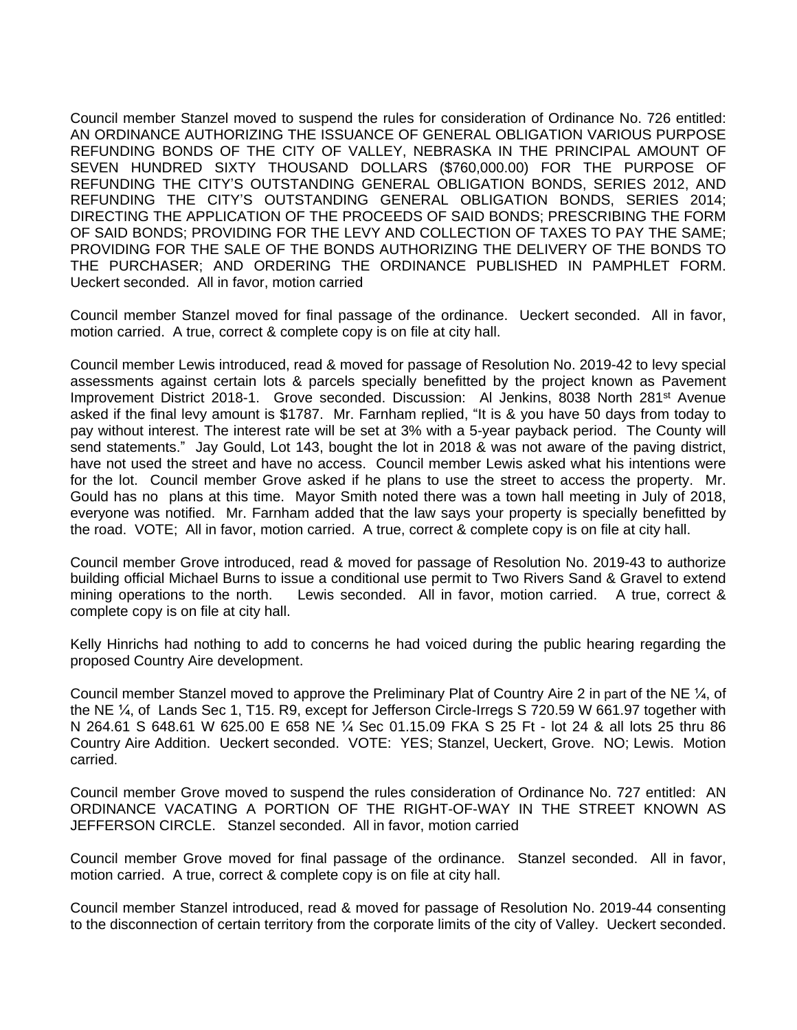Council member Stanzel moved to suspend the rules for consideration of Ordinance No. 726 entitled: AN ORDINANCE AUTHORIZING THE ISSUANCE OF GENERAL OBLIGATION VARIOUS PURPOSE REFUNDING BONDS OF THE CITY OF VALLEY, NEBRASKA IN THE PRINCIPAL AMOUNT OF SEVEN HUNDRED SIXTY THOUSAND DOLLARS ($760,000.00) FOR THE PURPOSE OF REFUNDING THE CITY'S OUTSTANDING GENERAL OBLIGATION BONDS, SERIES 2012, AND REFUNDING THE CITY'S OUTSTANDING GENERAL OBLIGATION BONDS, SERIES 2014; DIRECTING THE APPLICATION OF THE PROCEEDS OF SAID BONDS; PRESCRIBING THE FORM OF SAID BONDS; PROVIDING FOR THE LEVY AND COLLECTION OF TAXES TO PAY THE SAME; PROVIDING FOR THE SALE OF THE BONDS AUTHORIZING THE DELIVERY OF THE BONDS TO THE PURCHASER; AND ORDERING THE ORDINANCE PUBLISHED IN PAMPHLET FORM. Ueckert seconded. All in favor, motion carried

Council member Stanzel moved for final passage of the ordinance. Ueckert seconded. All in favor, motion carried. A true, correct & complete copy is on file at city hall.

Council member Lewis introduced, read & moved for passage of Resolution No. 2019-42 to levy special assessments against certain lots & parcels specially benefitted by the project known as Pavement Improvement District 2018-1. Grove seconded. Discussion: Al Jenkins, 8038 North 281st Avenue asked if the final levy amount is $1787. Mr. Farnham replied, "It is & you have 50 days from today to pay without interest. The interest rate will be set at 3% with a 5-year payback period. The County will send statements." Jay Gould, Lot 143, bought the lot in 2018 & was not aware of the paving district, have not used the street and have no access. Council member Lewis asked what his intentions were for the lot. Council member Grove asked if he plans to use the street to access the property. Mr. Gould has no plans at this time. Mayor Smith noted there was a town hall meeting in July of 2018, everyone was notified. Mr. Farnham added that the law says your property is specially benefitted by the road. VOTE; All in favor, motion carried. A true, correct & complete copy is on file at city hall.

Council member Grove introduced, read & moved for passage of Resolution No. 2019-43 to authorize building official Michael Burns to issue a conditional use permit to Two Rivers Sand & Gravel to extend mining operations to the north. Lewis seconded. All in favor, motion carried. A true, correct & complete copy is on file at city hall.

Kelly Hinrichs had nothing to add to concerns he had voiced during the public hearing regarding the proposed Country Aire development.

Council member Stanzel moved to approve the Preliminary Plat of Country Aire 2 in part of the NE ¼, of the NE ¼, of Lands Sec 1, T15. R9, except for Jefferson Circle-Irregs S 720.59 W 661.97 together with N 264.61 S 648.61 W 625.00 E 658 NE ¼ Sec 01.15.09 FKA S 25 Ft - lot 24 & all lots 25 thru 86 Country Aire Addition. Ueckert seconded. VOTE: YES; Stanzel, Ueckert, Grove. NO; Lewis. Motion carried.

Council member Grove moved to suspend the rules consideration of Ordinance No. 727 entitled: AN ORDINANCE VACATING A PORTION OF THE RIGHT-OF-WAY IN THE STREET KNOWN AS JEFFERSON CIRCLE. Stanzel seconded. All in favor, motion carried

Council member Grove moved for final passage of the ordinance. Stanzel seconded. All in favor, motion carried. A true, correct & complete copy is on file at city hall.

Council member Stanzel introduced, read & moved for passage of Resolution No. 2019-44 consenting to the disconnection of certain territory from the corporate limits of the city of Valley. Ueckert seconded.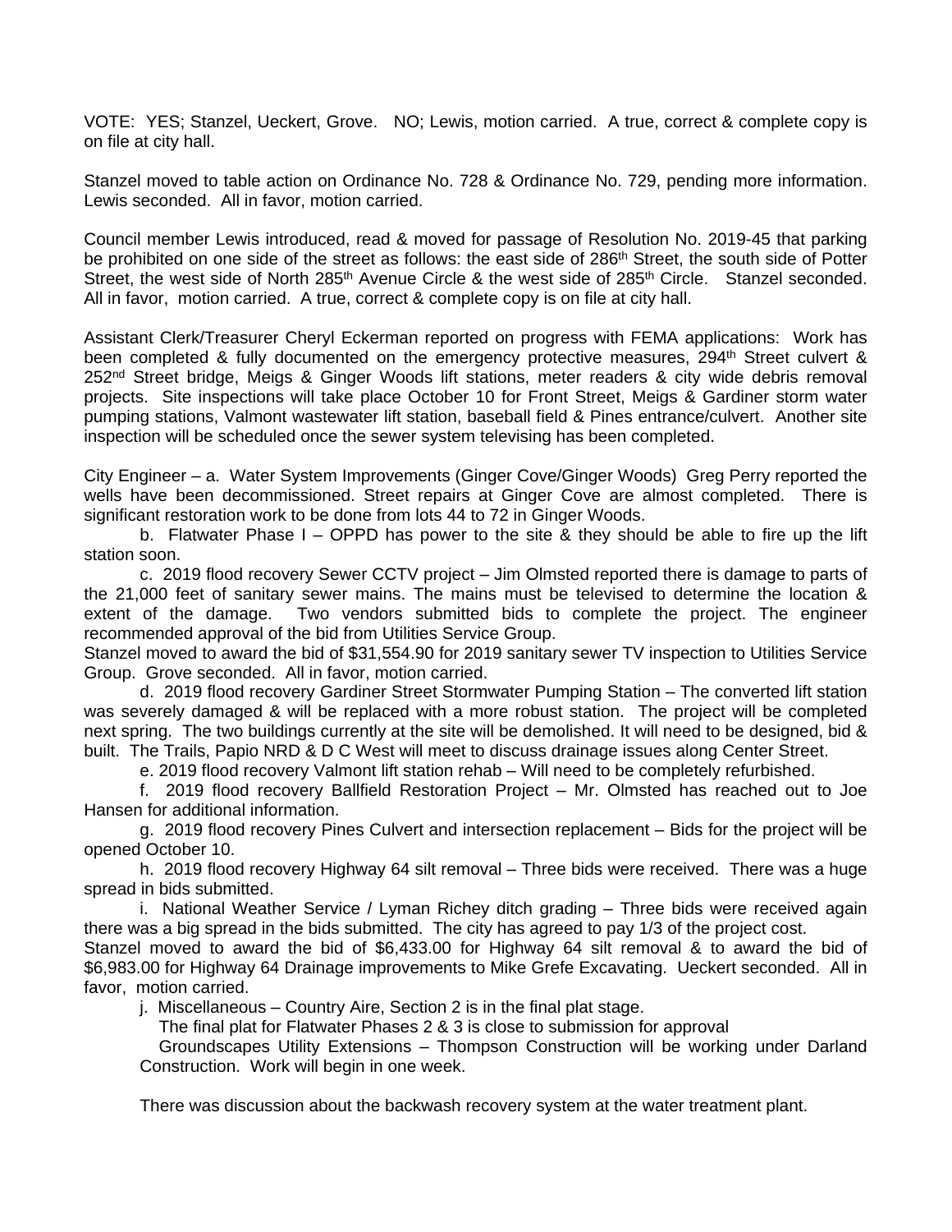VOTE: YES; Stanzel, Ueckert, Grove. NO; Lewis, motion carried. A true, correct & complete copy is on file at city hall.

Stanzel moved to table action on Ordinance No. 728 & Ordinance No. 729, pending more information. Lewis seconded. All in favor, motion carried.

Council member Lewis introduced, read & moved for passage of Resolution No. 2019-45 that parking be prohibited on one side of the street as follows: the east side of 286th Street, the south side of Potter Street, the west side of North 285th Avenue Circle & the west side of 285th Circle. Stanzel seconded. All in favor, motion carried. A true, correct & complete copy is on file at city hall.

Assistant Clerk/Treasurer Cheryl Eckerman reported on progress with FEMA applications: Work has been completed & fully documented on the emergency protective measures, 294th Street culvert & 252nd Street bridge, Meigs & Ginger Woods lift stations, meter readers & city wide debris removal projects. Site inspections will take place October 10 for Front Street, Meigs & Gardiner storm water pumping stations, Valmont wastewater lift station, baseball field & Pines entrance/culvert. Another site inspection will be scheduled once the sewer system televising has been completed.

City Engineer – a. Water System Improvements (Ginger Cove/Ginger Woods) Greg Perry reported the wells have been decommissioned. Street repairs at Ginger Cove are almost completed. There is significant restoration work to be done from lots 44 to 72 in Ginger Woods.

b. Flatwater Phase I – OPPD has power to the site & they should be able to fire up the lift station soon.

c. 2019 flood recovery Sewer CCTV project – Jim Olmsted reported there is damage to parts of the 21,000 feet of sanitary sewer mains. The mains must be televised to determine the location & extent of the damage. Two vendors submitted bids to complete the project. The engineer recommended approval of the bid from Utilities Service Group.

Stanzel moved to award the bid of $31,554.90 for 2019 sanitary sewer TV inspection to Utilities Service Group. Grove seconded. All in favor, motion carried.

d. 2019 flood recovery Gardiner Street Stormwater Pumping Station – The converted lift station was severely damaged & will be replaced with a more robust station. The project will be completed next spring. The two buildings currently at the site will be demolished. It will need to be designed, bid & built. The Trails, Papio NRD & D C West will meet to discuss drainage issues along Center Street.

e. 2019 flood recovery Valmont lift station rehab – Will need to be completely refurbished.

f. 2019 flood recovery Ballfield Restoration Project – Mr. Olmsted has reached out to Joe Hansen for additional information.

g. 2019 flood recovery Pines Culvert and intersection replacement – Bids for the project will be opened October 10.

h. 2019 flood recovery Highway 64 silt removal – Three bids were received. There was a huge spread in bids submitted.

i. National Weather Service / Lyman Richey ditch grading – Three bids were received again there was a big spread in the bids submitted. The city has agreed to pay 1/3 of the project cost.

Stanzel moved to award the bid of $6,433.00 for Highway 64 silt removal & to award the bid of $6,983.00 for Highway 64 Drainage improvements to Mike Grefe Excavating. Ueckert seconded. All in favor, motion carried.

j. Miscellaneous – Country Aire, Section 2 is in the final plat stage.

The final plat for Flatwater Phases 2 & 3 is close to submission for approval

Groundscapes Utility Extensions – Thompson Construction will be working under Darland Construction. Work will begin in one week.

There was discussion about the backwash recovery system at the water treatment plant.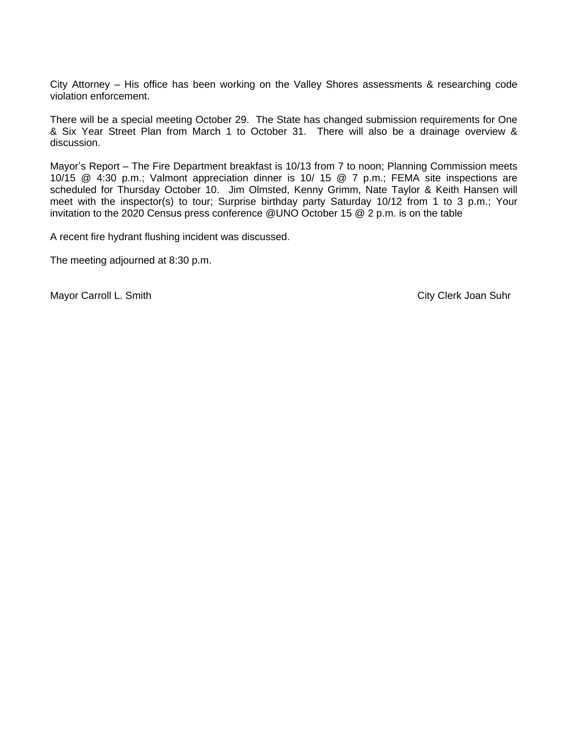City Attorney – His office has been working on the Valley Shores assessments & researching code violation enforcement.

There will be a special meeting October 29. The State has changed submission requirements for One & Six Year Street Plan from March 1 to October 31. There will also be a drainage overview & discussion.

Mayor's Report – The Fire Department breakfast is 10/13 from 7 to noon; Planning Commission meets 10/15 @ 4:30 p.m.; Valmont appreciation dinner is 10/ 15 @ 7 p.m.; FEMA site inspections are scheduled for Thursday October 10. Jim Olmsted, Kenny Grimm, Nate Taylor & Keith Hansen will meet with the inspector(s) to tour; Surprise birthday party Saturday 10/12 from 1 to 3 p.m.; Your invitation to the 2020 Census press conference @UNO October 15 @ 2 p.m. is on the table

A recent fire hydrant flushing incident was discussed.

The meeting adjourned at 8:30 p.m.

Mayor Carroll L. Smith                                                                 City Clerk Joan Suhr